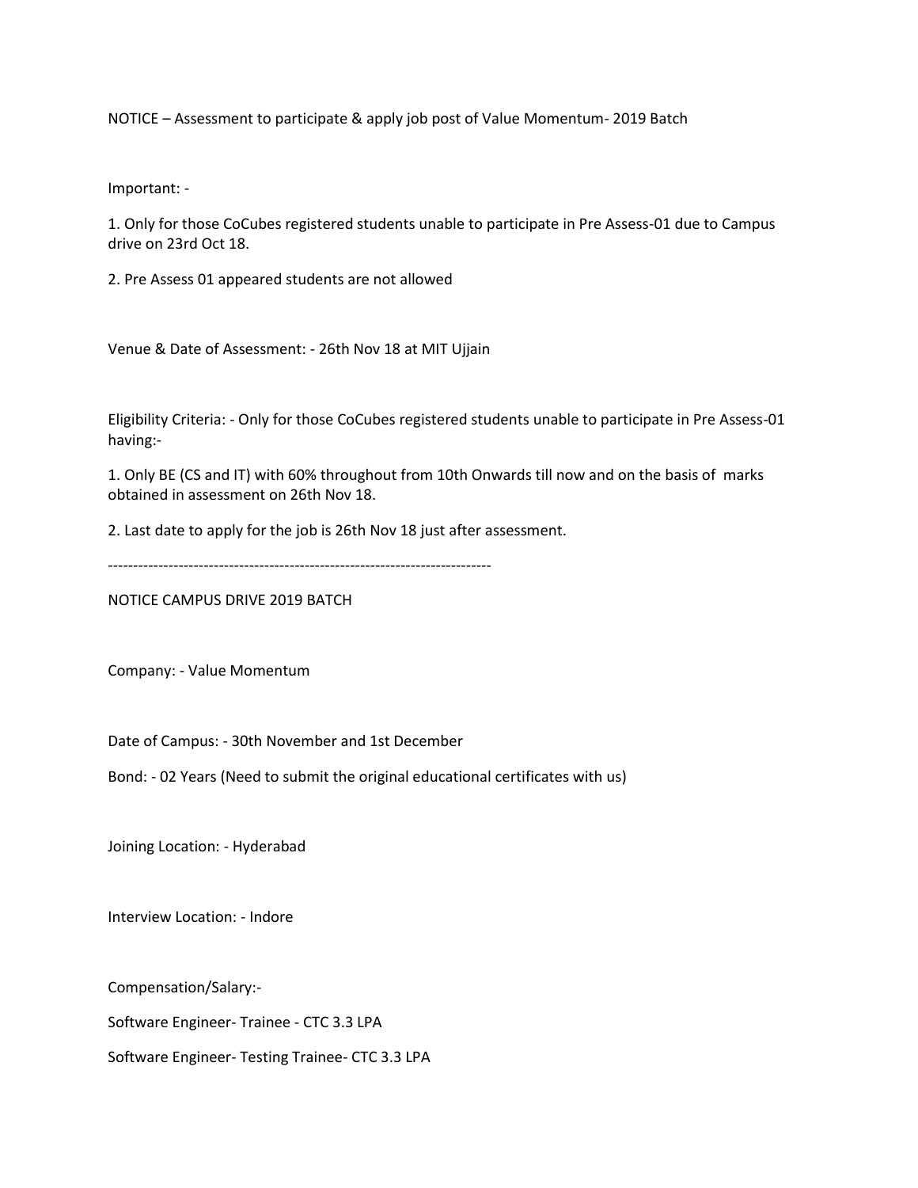NOTICE – Assessment to participate & apply job post of Value Momentum- 2019 Batch

Important: -

1. Only for those CoCubes registered students unable to participate in Pre Assess-01 due to Campus drive on 23rd Oct 18.
2. Pre Assess 01 appeared students are not allowed

Venue & Date of Assessment: - 26th Nov 18 at MIT Ujjain

Eligibility Criteria: - Only for those CoCubes registered students unable to participate in Pre Assess-01 having:-

1. Only BE (CS and IT) with 60% throughout from 10th Onwards till now and on the basis of marks obtained in assessment on 26th Nov 18.
2. Last date to apply for the job is 26th Nov 18 just after assessment.

---------------------------------------------------------------------------

NOTICE CAMPUS DRIVE 2019 BATCH

Company: - Value Momentum

Date of Campus: - 30th November and 1st December

Bond: - 02 Years (Need to submit the original educational certificates with us)

Joining Location: - Hyderabad

Interview Location: - Indore

Compensation/Salary:-

Software Engineer- Trainee - CTC 3.3 LPA

Software Engineer- Testing Trainee- CTC 3.3 LPA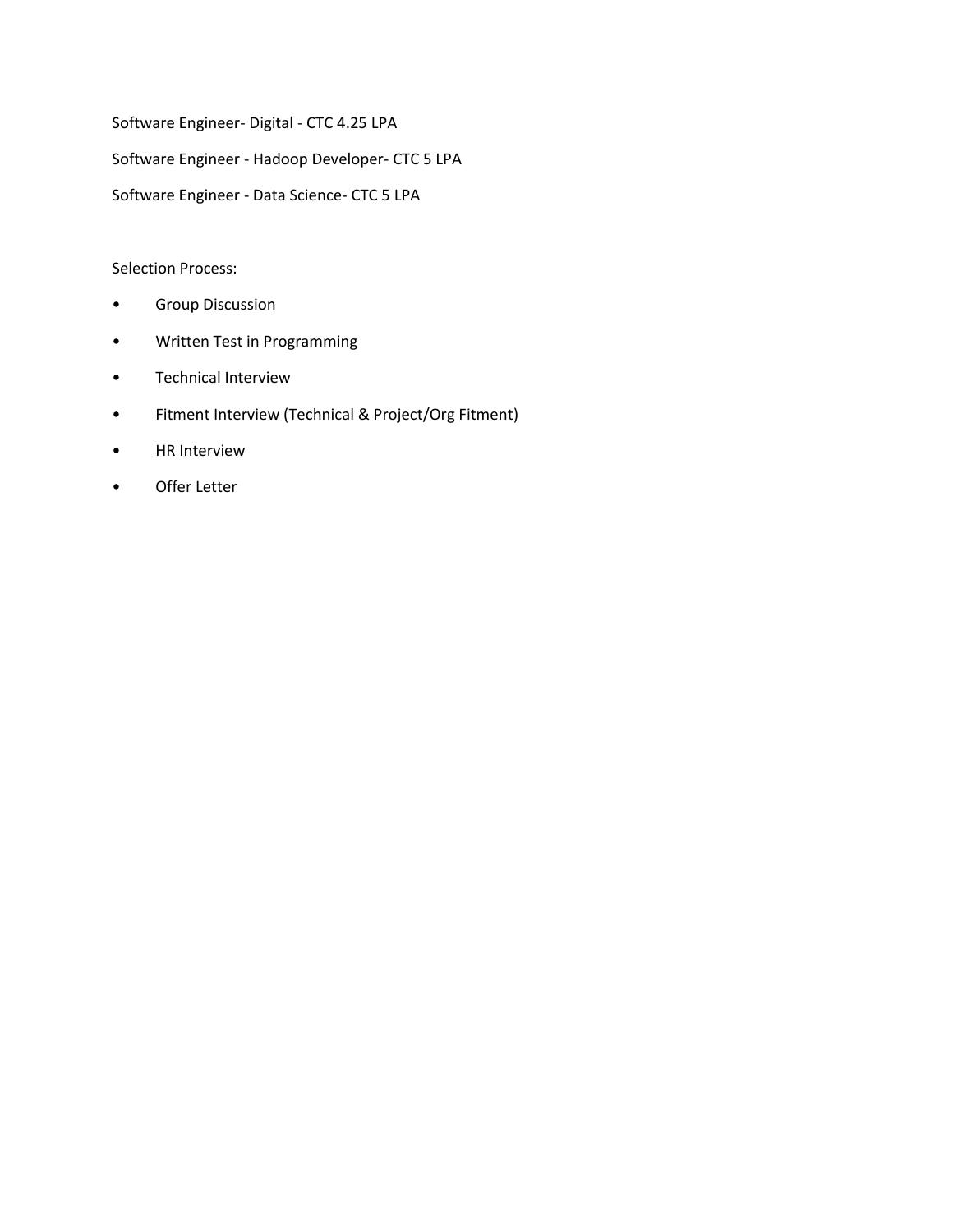Software Engineer- Digital - CTC 4.25 LPA

Software Engineer - Hadoop Developer- CTC 5 LPA

Software Engineer - Data Science- CTC 5 LPA

Selection Process:

- Group Discussion
- Written Test in Programming
- Technical Interview
- Fitment Interview (Technical & Project/Org Fitment)
- HR Interview
- Offer Letter